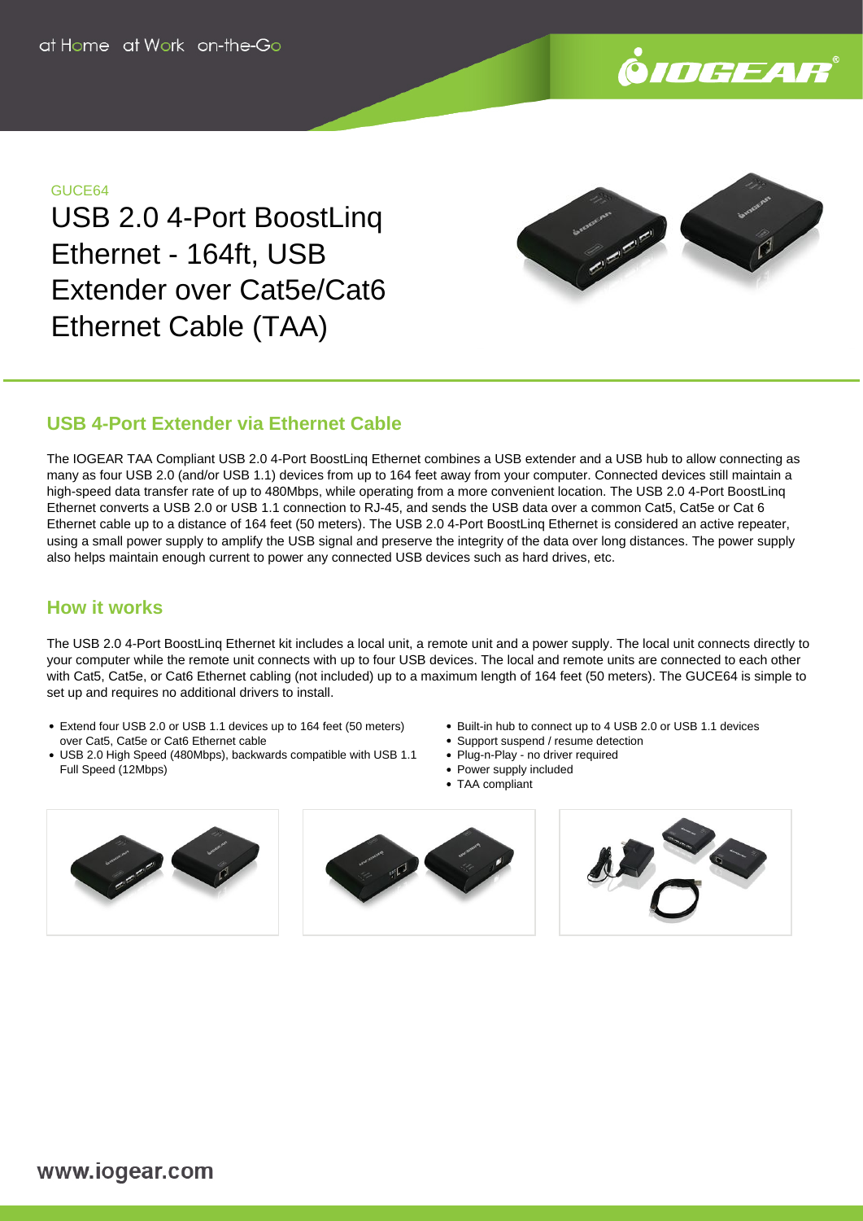GUCE64

# USB 2.0 4-Port BoostLinq Ethernet - 164ft, USB Extender over Cat5e/Cat6 Ethernet Cable (TAA)

## USB 4-Port Extender via Ethernet Cable

The IOGEAR TAA Compliant USB 2.0 4-Port BoostLinq Ethernet combines a USB extender and a USB hub to allow connecting as many as four USB 2.0 (and/or USB 1.1) devices from up to 164 feet away from your computer. Connected devices still maintain a high-speed data transfer rate of up to 480Mbps, while operating from a more convenient location. The USB 2.0 4-Port BoostLinq Ethernet converts a USB 2.0 or USB 1.1 connection to RJ-45, and sends the USB data over a common Cat5, Cat5e or Cat 6 Ethernet cable up to a distance of 164 feet (50 meters). The USB 2.0 4-Port BoostLinq Ethernet is considered an active repeater, using a small power supply to amplify the USB signal and preserve the integrity of the data over long distances. The power supply also helps maintain enough current to power any connected USB devices such as hard drives, etc.

## How it works

The USB 2.0 4-Port BoostLinq Ethernet kit includes a local unit, a remote unit and a power supply. The local unit connects directly to your computer while the remote unit connects with up to four USB devices. The local and remote units are connected to each other with Cat5, Cat5e, or Cat6 Ethernet cabling (not included) up to a maximum length of 164 feet (50 meters). The GUCE64 is simple to set up and requires no additional drivers to install.

- Extend four USB 2.0 or USB 1.1 devices up to 164 feet (50 meters) over Cat5, Cat5e or Cat6 Ethernet cable
- USB 2.0 High Speed (480Mbps), backwards compatible with USB 1.1 Full Speed (12Mbps)
- Built-in hub to connect up to 4 USB 2.0 or USB 1.1 devices
- Support suspend / resume detection
- Plug-n-Play - no driver required
- Power supply included
- TAA compliant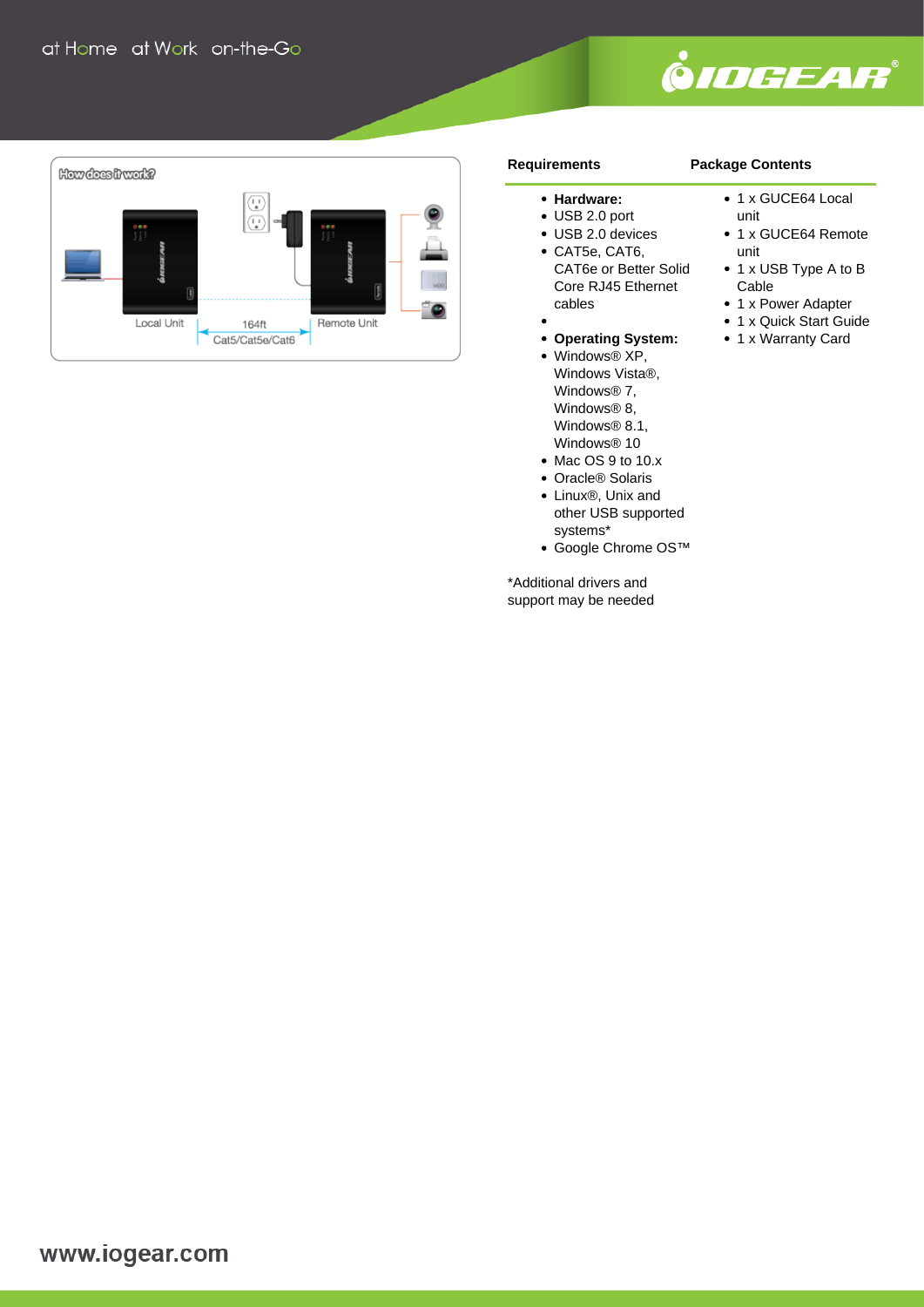How does it work?

Local Unit — 164ft Cat5/Cat5e/Cat6 — Remote Unit

## Requirements

- **Hardware:**
- USB 2.0 port
- USB 2.0 devices
- CAT5e, CAT6, CAT6e or Better Solid Core RJ45 Ethernet cables
- 
- **Operating System:**
- Windows® XP, Windows Vista®, Windows® 7, Windows® 8, Windows® 8.1, Windows® 10
- Mac OS 9 to 10.x
- Oracle® Solaris
- Linux®, Unix and other USB supported systems*
- Google Chrome OS™

*Additional drivers and support may be needed

## Package Contents

- 1 x GUCE64 Local unit
- 1 x GUCE64 Remote unit
- 1 x USB Type A to B Cable
- 1 x Power Adapter
- 1 x Quick Start Guide
- 1 x Warranty Card

www.iogear.com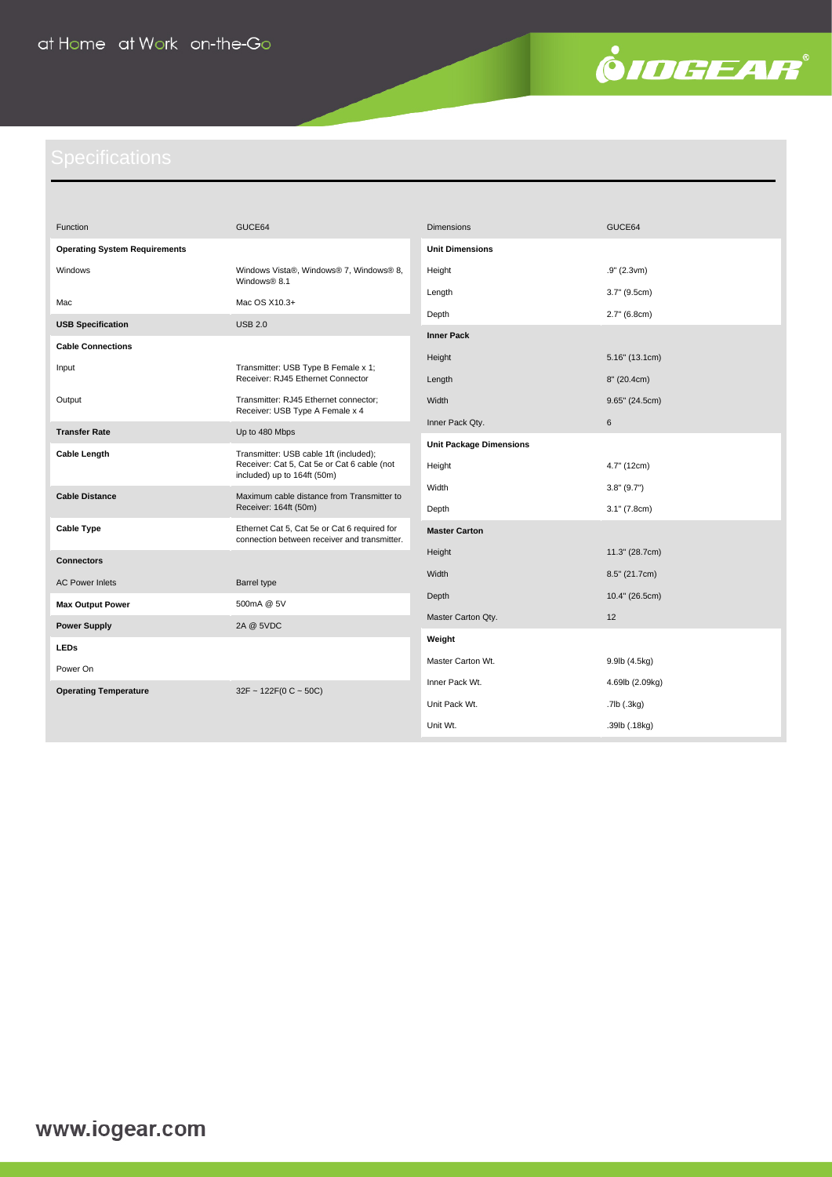# Specifications

| Function | GUCE64 |
|---|---|
| **Operating System Requirements** | |
| Windows | Windows Vista®, Windows® 7, Windows® 8, Windows® 8.1 |
| Mac | Mac OS X10.3+ |
| **USB Specification** | USB 2.0 |
| **Cable Connections** | |
| Input | Transmitter: USB Type B Female x 1; Receiver: RJ45 Ethernet Connector |
| Output | Transmitter: RJ45 Ethernet connector; Receiver: USB Type A Female x 4 |
| **Transfer Rate** | Up to 480 Mbps |
| **Cable Length** | Transmitter: USB cable 1ft (included); Receiver: Cat 5, Cat 5e or Cat 6 cable (not included) up to 164ft (50m) |
| **Cable Distance** | Maximum cable distance from Transmitter to Receiver: 164ft (50m) |
| **Cable Type** | Ethernet Cat 5, Cat 5e or Cat 6 required for connection between receiver and transmitter. |
| **Connectors** | |
| AC Power Inlets | Barrel type |
| **Max Output Power** | 500mA @ 5V |
| **Power Supply** | 2A @ 5VDC |
| **LEDs** | |
| Power On | |
| **Operating Temperature** | 32F ~ 122F(0 C ~ 50C) |

| Dimensions | GUCE64 |
|---|---|
| **Unit Dimensions** | |
| Height | .9" (2.3vm) |
| Length | 3.7" (9.5cm) |
| Depth | 2.7" (6.8cm) |
| **Inner Pack** | |
| Height | 5.16" (13.1cm) |
| Length | 8" (20.4cm) |
| Width | 9.65" (24.5cm) |
| Inner Pack Qty. | 6 |
| **Unit Package Dimensions** | |
| Height | 4.7" (12cm) |
| Width | 3.8" (9.7") |
| Depth | 3.1" (7.8cm) |
| **Master Carton** | |
| Height | 11.3" (28.7cm) |
| Width | 8.5" (21.7cm) |
| Depth | 10.4" (26.5cm) |
| Master Carton Qty. | 12 |
| **Weight** | |
| Master Carton Wt. | 9.9lb (4.5kg) |
| Inner Pack Wt. | 4.69lb (2.09kg) |
| Unit Pack Wt. | .7lb (.3kg) |
| Unit Wt. | .39lb (.18kg) |

www.iogear.com